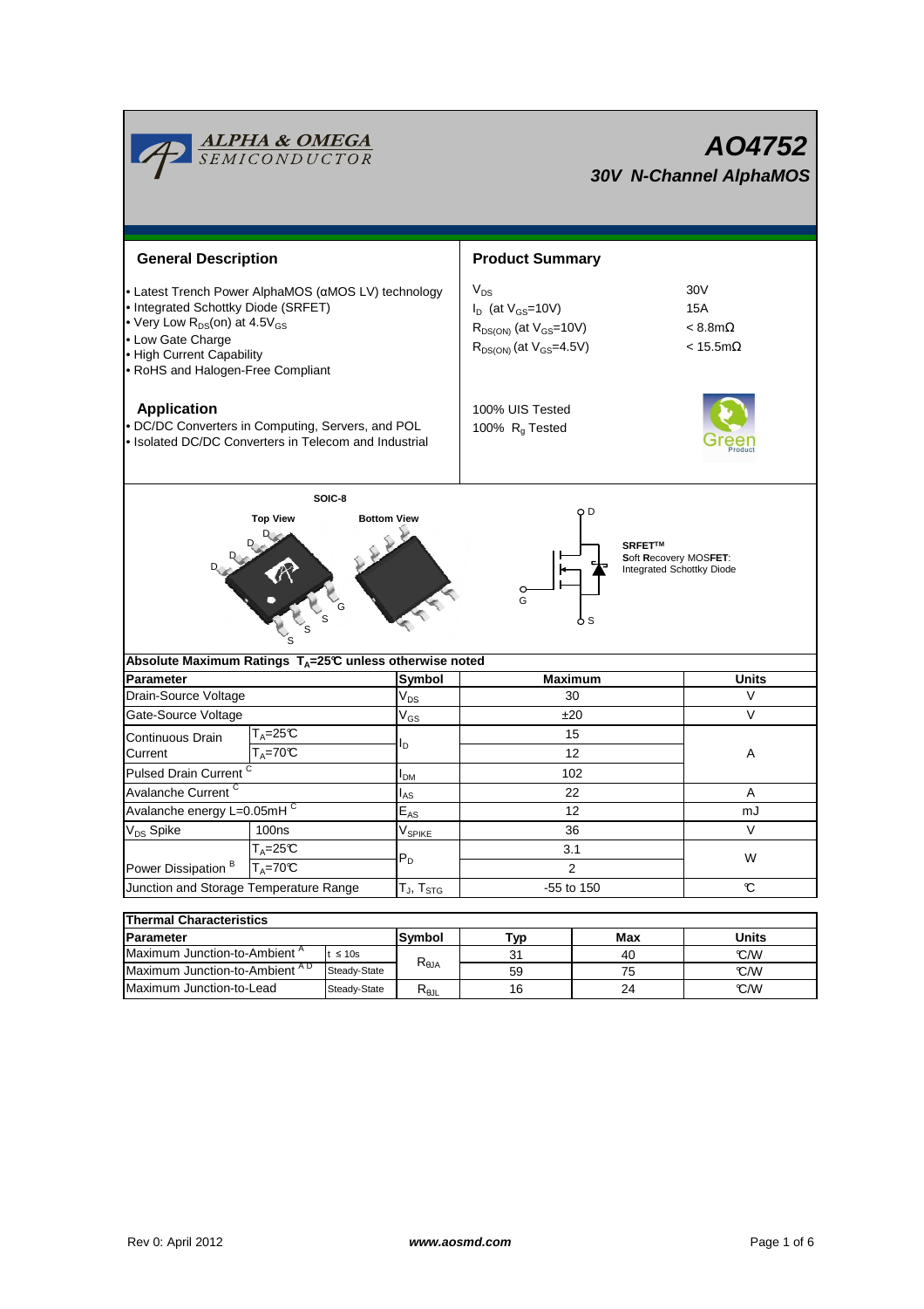# AO4752

## 30V N-Channel AlphaMOS

ALPHA & OMEGA SEMICONDUCTOR

### General Description

- Latest Trench Power AlphaMOS (αMOS LV) technology
- Integrated Schottky Diode (SRFET)
- Very Low $R_{DS}$(on) at 4.5$V_{GS}$
- Low Gate Charge
- High Current Capability
- RoHS and Halogen-Free Compliant

### Application

- DC/DC Converters in Computing, Servers, and POL
- Isolated DC/DC Converters in Telecom and Industrial

### Product Summary

| | |
|---|---|
| $V_{DS}$ | 30V |
| $I_D$ (at $V_{GS}$=10V) | 15A |
| $R_{DS(ON)}$ (at $V_{GS}$=10V) | < 8.8mΩ |
| $R_{DS(ON)}$ (at $V_{GS}$=4.5V) | < 15.5mΩ |

100% UIS Tested
100% $R_g$ Tested

SOIC-8

Top View

Bottom View

D D D D G S S S

D G S

**SRFET™**
**S**oft **R**ecovery MOS**FET**: Integrated Schottky Diode

### Absolute Maximum Ratings $T_A$=25°C unless otherwise noted

| Parameter | | Symbol | Maximum | Units |
|---|---|---|---|---|
| Drain-Source Voltage | | $V_{DS}$ | 30 | V |
| Gate-Source Voltage | | $V_{GS}$ | ±20 | V |
| Continuous Drain Current | $T_A$=25°C | $I_D$ | 15 | A |
| | $T_A$=70°C | | 12 | |
| Pulsed Drain Current [C] | | $I_{DM}$ | 102 | |
| Avalanche Current [C] | | $I_{AS}$ | 22 | A |
| Avalanche energy L=0.05mH [C] | | $E_{AS}$ | 12 | mJ |
| $V_{DS}$ Spike | 100ns | $V_{SPIKE}$ | 36 | V |
| Power Dissipation [B] | $T_A$=25°C | $P_D$ | 3.1 | W |
| | $T_A$=70°C | | 2 | |
| Junction and Storage Temperature Range | | $T_J$, $T_{STG}$ | -55 to 150 | °C |

### Thermal Characteristics

| Parameter | | Symbol | Typ | Max | Units |
|---|---|---|---|---|---|
| Maximum Junction-to-Ambient [A] | t ≤ 10s | $R_{θJA}$ | 31 | 40 | °C/W |
| Maximum Junction-to-Ambient [A D] | Steady-State | | 59 | 75 | °C/W |
| Maximum Junction-to-Lead | Steady-State | $R_{θJL}$ | 16 | 24 | °C/W |

Rev 0: April 2012 www.aosmd.com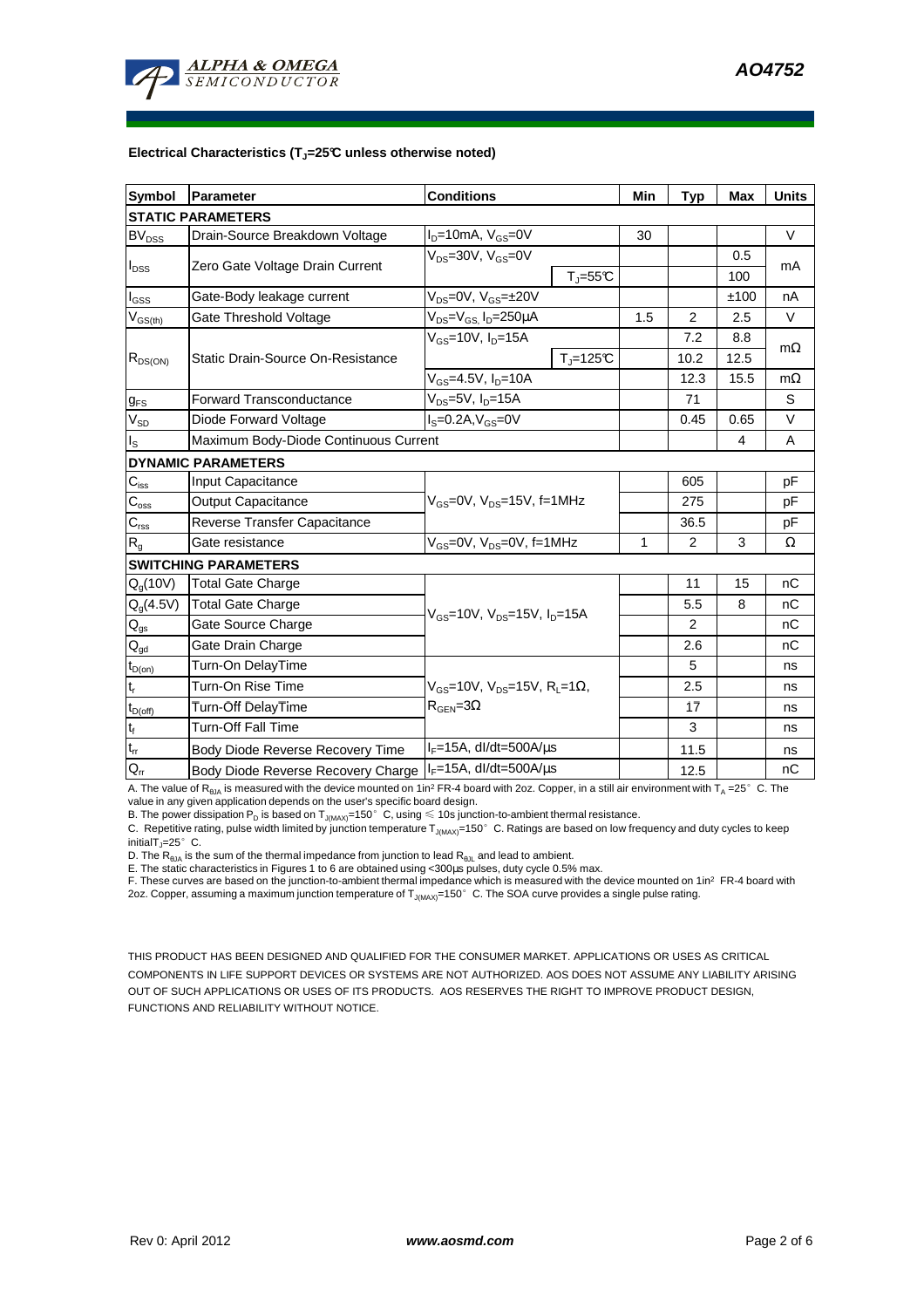**Electrical Characteristics ($T_J$=25°C unless otherwise noted)**

| Symbol | Parameter | Conditions | | Min | Typ | Max | Units |
|---|---|---|---|---|---|---|---|
| **STATIC PARAMETERS** | | | | | | | |
| $BV_{DSS}$ | Drain-Source Breakdown Voltage | $I_D$=10mA, $V_{GS}$=0V | | 30 | | | V |
| $I_{DSS}$ | Zero Gate Voltage Drain Current | $V_{DS}$=30V, $V_{GS}$=0V | | | | 0.5 | mA |
| | | | $T_J$=55°C | | | 100 | |
| $I_{GSS}$ | Gate-Body leakage current | $V_{DS}$=0V, $V_{GS}$=±20V | | | | ±100 | nA |
| $V_{GS(th)}$ | Gate Threshold Voltage | $V_{DS}$=$V_{GS}$, $I_D$=250µA | | 1.5 | 2 | 2.5 | V |
| $R_{DS(ON)}$ | Static Drain-Source On-Resistance | $V_{GS}$=10V, $I_D$=15A | | | 7.2 | 8.8 | mΩ |
| | | | $T_J$=125°C | | 10.2 | 12.5 | |
| | | $V_{GS}$=4.5V, $I_D$=10A | | | 12.3 | 15.5 | mΩ |
| $g_{FS}$ | Forward Transconductance | $V_{DS}$=5V, $I_D$=15A | | | 71 | | S |
| $V_{SD}$ | Diode Forward Voltage | $I_S$=0.2A,$V_{GS}$=0V | | | 0.45 | 0.65 | V |
| $I_S$ | Maximum Body-Diode Continuous Current | | | | | 4 | A |
| **DYNAMIC PARAMETERS** | | | | | | | |
| $C_{iss}$ | Input Capacitance | $V_{GS}$=0V, $V_{DS}$=15V, f=1MHz | | | 605 | | pF |
| $C_{oss}$ | Output Capacitance | | | | 275 | | pF |
| $C_{rss}$ | Reverse Transfer Capacitance | | | | 36.5 | | pF |
| $R_g$ | Gate resistance | $V_{GS}$=0V, $V_{DS}$=0V, f=1MHz | | 1 | 2 | 3 | Ω |
| **SWITCHING PARAMETERS** | | | | | | | |
| $Q_g$(10V) | Total Gate Charge | $V_{GS}$=10V, $V_{DS}$=15V, $I_D$=15A | | | 11 | 15 | nC |
| $Q_g$(4.5V) | Total Gate Charge | | | | 5.5 | 8 | nC |
| $Q_{gs}$ | Gate Source Charge | | | | 2 | | nC |
| $Q_{gd}$ | Gate Drain Charge | | | | 2.6 | | nC |
| $t_{D(on)}$ | Turn-On DelayTime | $V_{GS}$=10V, $V_{DS}$=15V, $R_L$=1Ω, $R_{GEN}$=3Ω | | | 5 | | ns |
| $t_r$ | Turn-On Rise Time | | | | 2.5 | | ns |
| $t_{D(off)}$ | Turn-Off DelayTime | | | | 17 | | ns |
| $t_f$ | Turn-Off Fall Time | | | | 3 | | ns |
| $t_{rr}$ | Body Diode Reverse Recovery Time | $I_F$=15A, dI/dt=500A/µs | | | 11.5 | | ns |
| $Q_{rr}$ | Body Diode Reverse Recovery Charge | $I_F$=15A, dI/dt=500A/µs | | | 12.5 | | nC |

A. The value of $R_{θJA}$ is measured with the device mounted on 1in² FR-4 board with 2oz. Copper, in a still air environment with $T_A$ =25° C. The value in any given application depends on the user's specific board design.
B. The power dissipation $P_D$ is based on $T_{J(MAX)}$=150° C, using ≤ 10s junction-to-ambient thermal resistance.
C. Repetitive rating, pulse width limited by junction temperature $T_{J(MAX)}$=150° C. Ratings are based on low frequency and duty cycles to keep initial$T_J$=25° C.
D. The $R_{θJA}$ is the sum of the thermal impedance from junction to lead $R_{θJL}$ and lead to ambient.
E. The static characteristics in Figures 1 to 6 are obtained using <300µs pulses, duty cycle 0.5% max.
F. These curves are based on the junction-to-ambient thermal impedance which is measured with the device mounted on 1in² FR-4 board with 2oz. Copper, assuming a maximum junction temperature of $T_{J(MAX)}$=150° C. The SOA curve provides a single pulse rating.

THIS PRODUCT HAS BEEN DESIGNED AND QUALIFIED FOR THE CONSUMER MARKET. APPLICATIONS OR USES AS CRITICAL COMPONENTS IN LIFE SUPPORT DEVICES OR SYSTEMS ARE NOT AUTHORIZED. AOS DOES NOT ASSUME ANY LIABILITY ARISING OUT OF SUCH APPLICATIONS OR USES OF ITS PRODUCTS. AOS RESERVES THE RIGHT TO IMPROVE PRODUCT DESIGN, FUNCTIONS AND RELIABILITY WITHOUT NOTICE.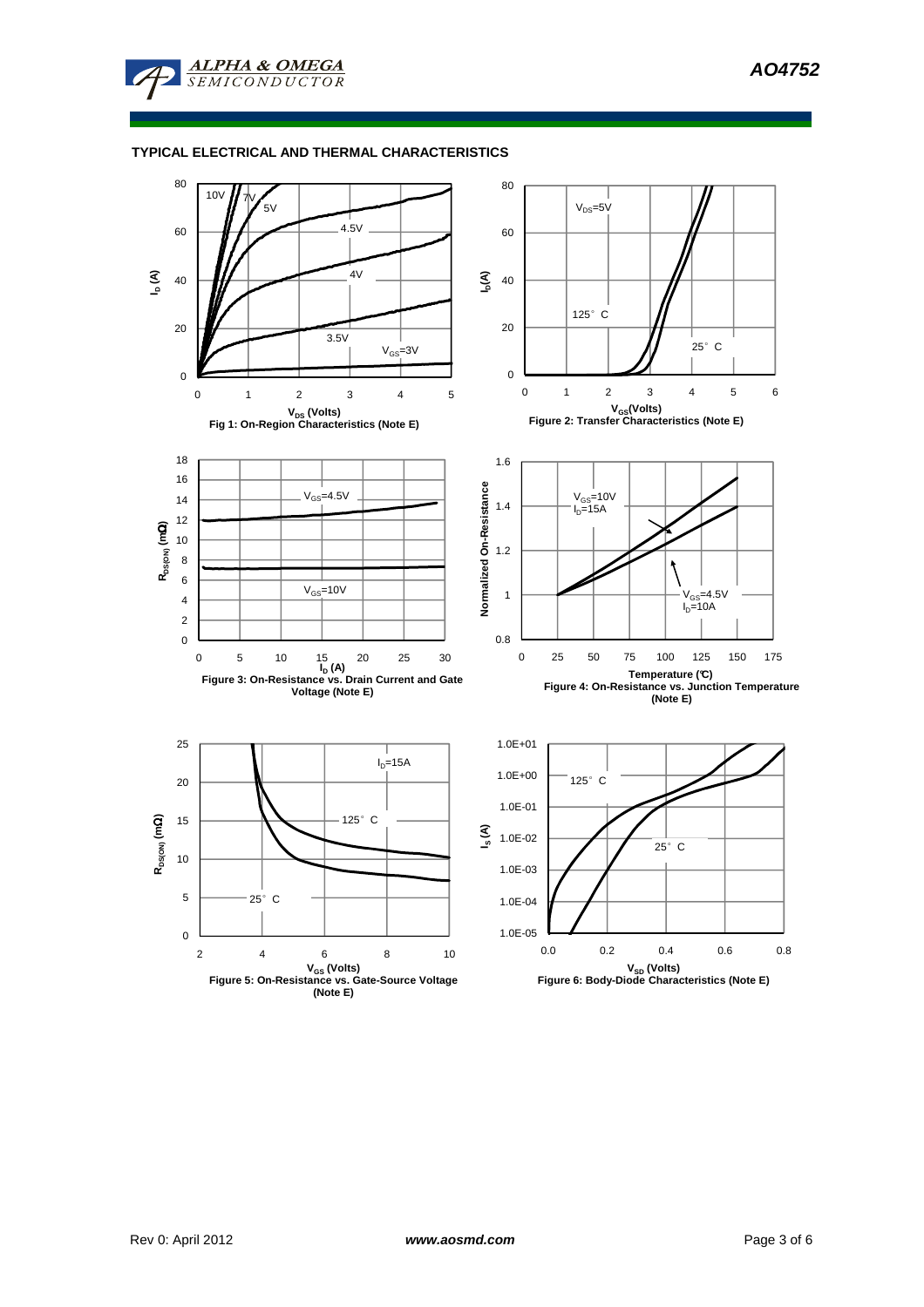## TYPICAL ELECTRICAL AND THERMAL CHARACTERISTICS

80
60
40
20
0
$I_D$ (A)
0 1 2 3 4 5
10V
7V
5V
4.5V
4V
3.5V
$V_{GS}$=3V
$V_{DS}$ (Volts)

Fig 1: On-Region Characteristics (Note E)

80
60
40
20
0
$I_D$(A)
0 1 2 3 4 5 6
$V_{DS}$=5V
125° C
25° C
$V_{GS}$(Volts)

Figure 2: Transfer Characteristics (Note E)

18
16
14
12
10
8
6
4
2
0
$R_{DS(ON)}$ (mΩ)
0 5 10 15 20 25 30
$V_{GS}$=4.5V
$V_{GS}$=10V
$I_D$ (A)

Figure 3: On-Resistance vs. Drain Current and Gate Voltage (Note E)

1.6
1.4
1.2
1
0.8
Normalized On-Resistance
0 25 50 75 100 125 150 175
$V_{GS}$=10V
$I_D$=15A
$V_{GS}$=4.5V
$I_D$=10A
Temperature (°C)

Figure 4: On-Resistance vs. Junction Temperature (Note E)

25
20
15
10
5
0
$R_{DS(ON)}$ (mΩ)
2 4 6 8 10
$I_D$=15A
125° C
25° C
$V_{GS}$ (Volts)

Figure 5: On-Resistance vs. Gate-Source Voltage (Note E)

1.0E+01
1.0E+00
1.0E-01
1.0E-02
1.0E-03
1.0E-04
1.0E-05
$I_S$ (A)
0.0 0.2 0.4 0.6 0.8
125° C
25° C
$V_{SD}$ (Volts)

Figure 6: Body-Diode Characteristics (Note E)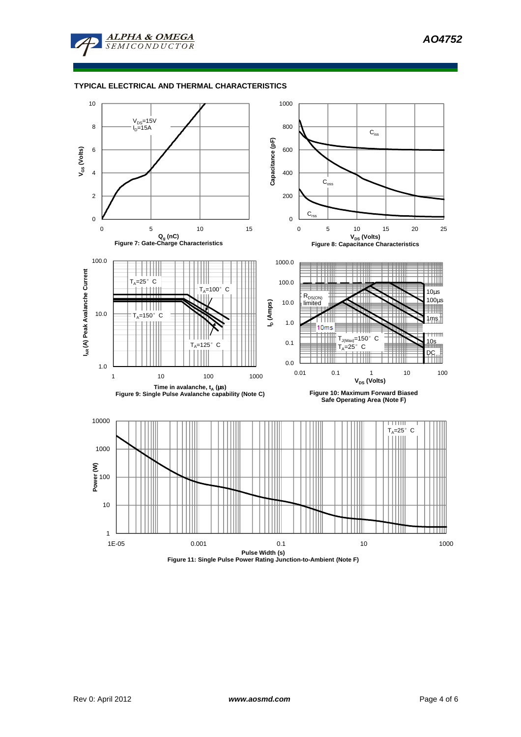## TYPICAL ELECTRICAL AND THERMAL CHARACTERISTICS

$V_{DS}$=15V
$I_D$=15A

$V_{GS}$ (Volts)

0 2 4 6 8 10

0 5 10 15

$Q_g$ (nC)

Figure 7: Gate-Charge Characteristics

$C_{iss}$

$C_{oss}$

$C_{rss}$

Capacitance (pF)

0 200 400 600 800 1000

0 5 10 15 20 25

$V_{DS}$ (Volts)

Figure 8: Capacitance Characteristics

$T_A$=25° C

$T_A$=100° C

$T_A$=150° C

$T_A$=125° C

$I_{AR}$ (A) Peak Avalanche Current

1.0 10.0 100.0

1 10 100 1000

Time in avalanche, $t_A$ (µs)

Figure 9: Single Pulse Avalanche capability (Note C)

$R_{DS(ON)}$ limited

10µs

100µs

1ms

10ms

$T_{J(Max)}$=150° C

$T_A$=25° C

10s

DC

$I_D$ (Amps)

0.0 0.1 1.0 10.0 100.0 1000.0

0.01 0.1 1 10 100

$V_{DS}$ (Volts)

Figure 10: Maximum Forward Biased Safe Operating Area (Note F)

$T_A$=25° C

Power (W)

1 10 100 1000 10000

1E-05 0.001 0.1 10 1000

Pulse Width (s)

Figure 11: Single Pulse Power Rating Junction-to-Ambient (Note F)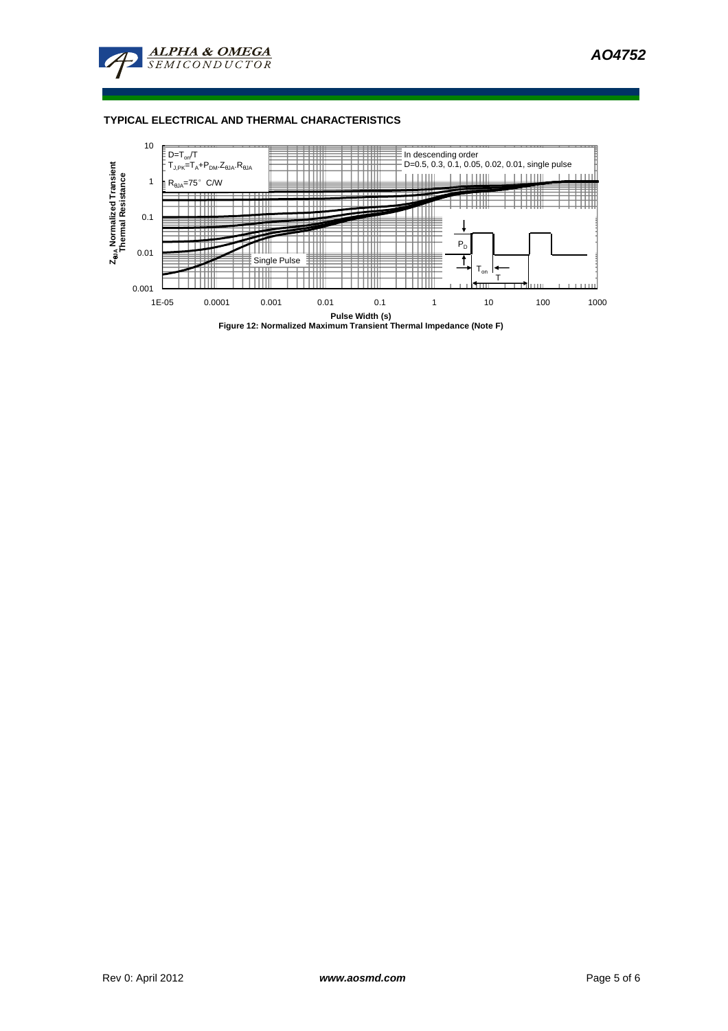## TYPICAL ELECTRICAL AND THERMAL CHARACTERISTICS

$D=T_{on}/T$

$T_{J,PK}=T_A+P_{DM}.Z_{\theta JA}.R_{\theta JA}$

$R_{\theta JA}=75°$ C/W

In descending order

D=0.5, 0.3, 0.1, 0.05, 0.02, 0.01, single pulse

Single Pulse

$P_D$

$T_{on}$

T

$Z_{\theta JA}$ Normalized Transient Thermal Resistance

10

1

0.1

0.01

0.001

1E-05 0.0001 0.001 0.01 0.1 1 10 100 1000

Pulse Width (s)

**Figure 12: Normalized Maximum Transient Thermal Impedance (Note F)**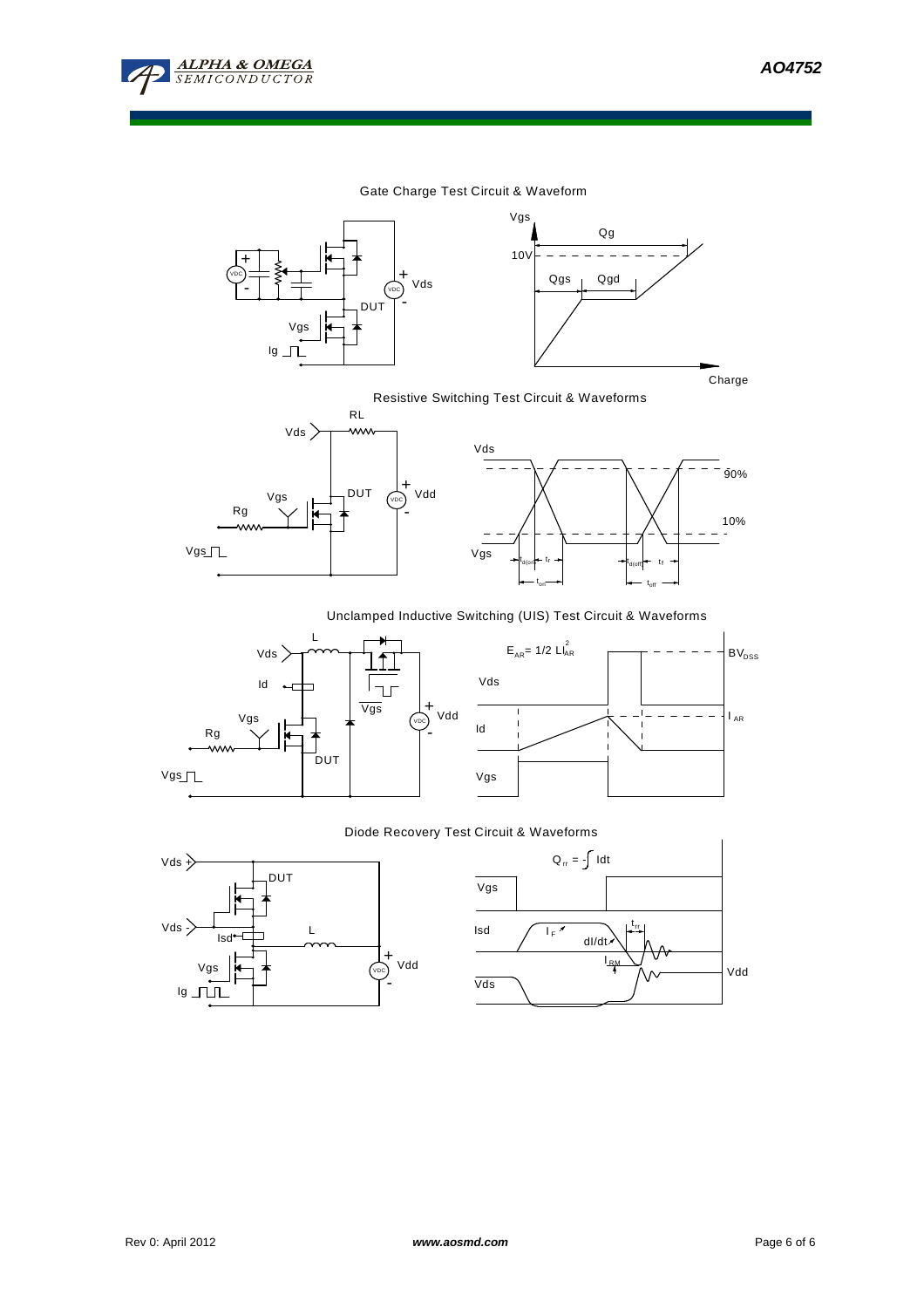## Gate Charge Test Circuit & Waveform

VDC
DUT
Vds
Vgs
Ig
Vgs
Qg
10V
Qgs
Qgd
Charge

## Resistive Switching Test Circuit & Waveforms

RL
Vds
Vgs
Rg
DUT
Vdd
VDC
Vgs
Vds
90%
10%
Vgs
$t_{d(on)}$
$t_r$
$t_{on}$
$t_{d(off)}$
$t_f$
$t_{off}$

## Unclamped Inductive Switching (UIS) Test Circuit & Waveforms

L
Vds
Id
Vgs
Rg
DUT
Vgs
Vdd
VDC
$E_{AR}= 1/2\ LI_{AR}^2$
$BV_{DSS}$
Vds
Id
$I_{AR}$
Vgs

## Diode Recovery Test Circuit & Waveforms

Vds +
DUT
Vds -
Isd
L
Vgs
Ig
Vdd
VDC
$Q_{rr} = -\int Idt$
Vgs
Isd
$I_F$
dI/dt
$t_{rr}$
$I_{RM}$
Vds
Vdd